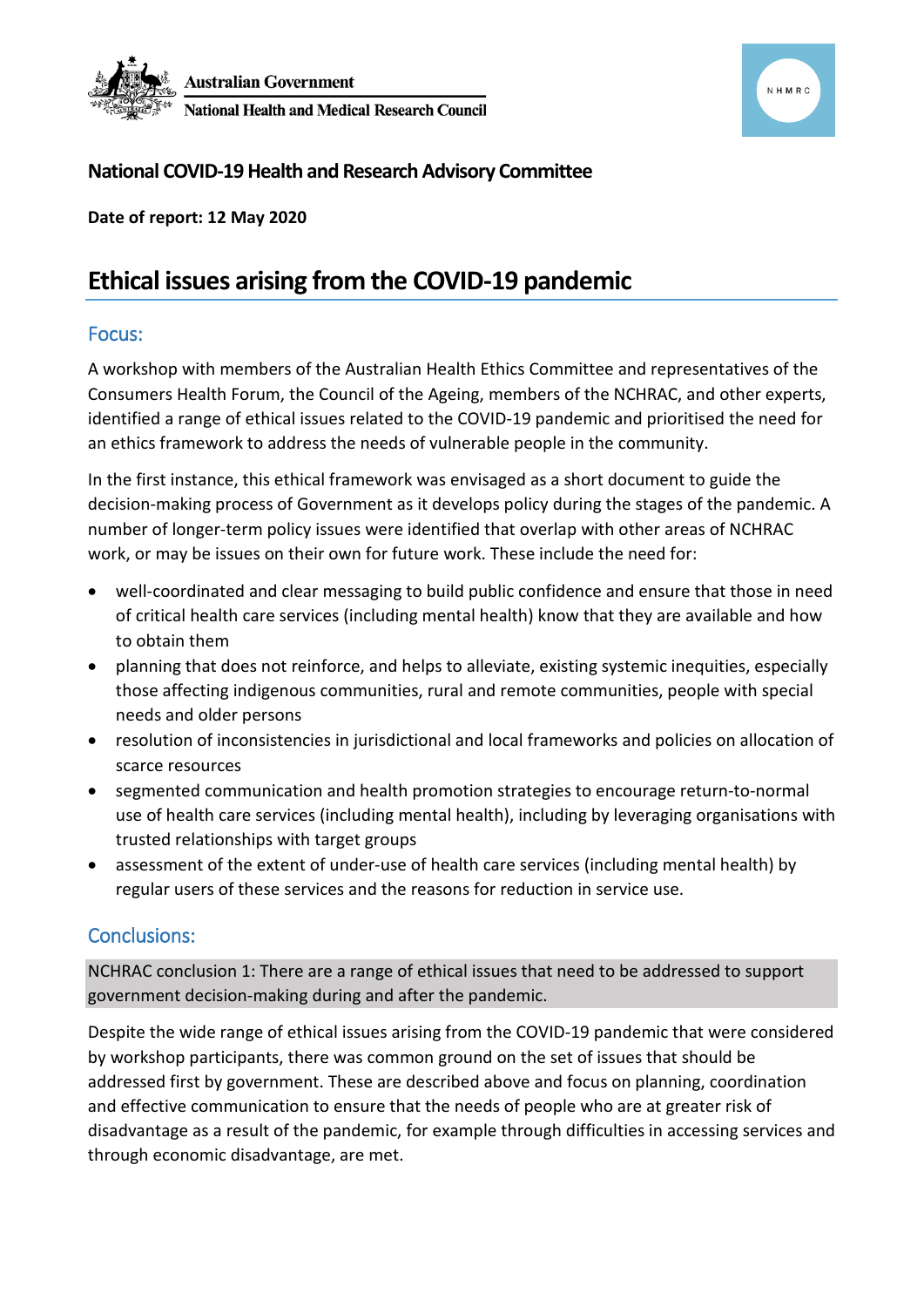Australian Government

National Health and Medical Research Council

**National COVID-19 Health and Research Advisory Committee**

**Date of report: 12 May 2020**

# Ethical issues arising from the COVID-19 pandemic

## Focus:

A workshop with members of the Australian Health Ethics Committee and representatives of the Consumers Health Forum, the Council of the Ageing, members of the NCHRAC, and other experts, identified a range of ethical issues related to the COVID-19 pandemic and prioritised the need for an ethics framework to address the needs of vulnerable people in the community.

In the first instance, this ethical framework was envisaged as a short document to guide the decision-making process of Government as it develops policy during the stages of the pandemic. A number of longer-term policy issues were identified that overlap with other areas of NCHRAC work, or may be issues on their own for future work. These include the need for:

- well-coordinated and clear messaging to build public confidence and ensure that those in need of critical health care services (including mental health) know that they are available and how to obtain them
- planning that does not reinforce, and helps to alleviate, existing systemic inequities, especially those affecting indigenous communities, rural and remote communities, people with special needs and older persons
- resolution of inconsistencies in jurisdictional and local frameworks and policies on allocation of scarce resources
- segmented communication and health promotion strategies to encourage return-to-normal use of health care services (including mental health), including by leveraging organisations with trusted relationships with target groups
- assessment of the extent of under-use of health care services (including mental health) by regular users of these services and the reasons for reduction in service use.

## Conclusions:

NCHRAC conclusion 1: There are a range of ethical issues that need to be addressed to support government decision-making during and after the pandemic.

Despite the wide range of ethical issues arising from the COVID-19 pandemic that were considered by workshop participants, there was common ground on the set of issues that should be addressed first by government. These are described above and focus on planning, coordination and effective communication to ensure that the needs of people who are at greater risk of disadvantage as a result of the pandemic, for example through difficulties in accessing services and through economic disadvantage, are met.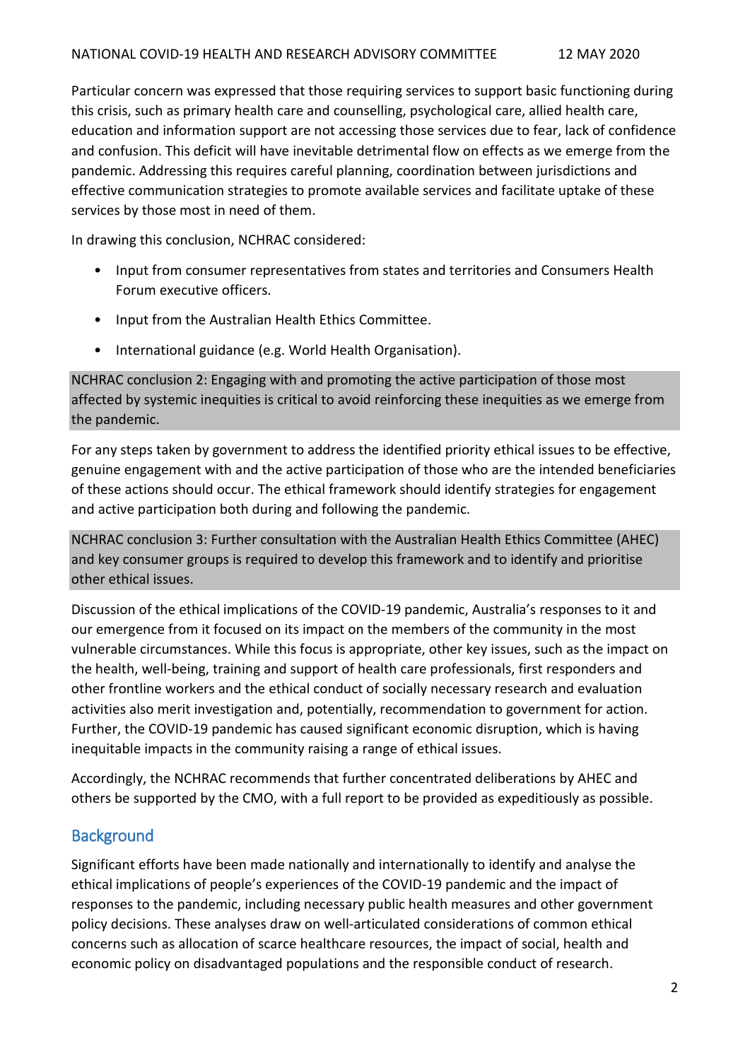Particular concern was expressed that those requiring services to support basic functioning during this crisis, such as primary health care and counselling, psychological care, allied health care, education and information support are not accessing those services due to fear, lack of confidence and confusion. This deficit will have inevitable detrimental flow on effects as we emerge from the pandemic. Addressing this requires careful planning, coordination between jurisdictions and effective communication strategies to promote available services and facilitate uptake of these services by those most in need of them.

In drawing this conclusion, NCHRAC considered:

- Input from consumer representatives from states and territories and Consumers Health Forum executive officers.
- Input from the Australian Health Ethics Committee.
- International guidance (e.g. World Health Organisation).

NCHRAC conclusion 2: Engaging with and promoting the active participation of those most affected by systemic inequities is critical to avoid reinforcing these inequities as we emerge from the pandemic.

For any steps taken by government to address the identified priority ethical issues to be effective, genuine engagement with and the active participation of those who are the intended beneficiaries of these actions should occur. The ethical framework should identify strategies for engagement and active participation both during and following the pandemic.

NCHRAC conclusion 3: Further consultation with the Australian Health Ethics Committee (AHEC) and key consumer groups is required to develop this framework and to identify and prioritise other ethical issues.

Discussion of the ethical implications of the COVID-19 pandemic, Australia's responses to it and our emergence from it focused on its impact on the members of the community in the most vulnerable circumstances. While this focus is appropriate, other key issues, such as the impact on the health, well-being, training and support of health care professionals, first responders and other frontline workers and the ethical conduct of socially necessary research and evaluation activities also merit investigation and, potentially, recommendation to government for action. Further, the COVID-19 pandemic has caused significant economic disruption, which is having inequitable impacts in the community raising a range of ethical issues.

Accordingly, the NCHRAC recommends that further concentrated deliberations by AHEC and others be supported by the CMO, with a full report to be provided as expeditiously as possible.

## Background

Significant efforts have been made nationally and internationally to identify and analyse the ethical implications of people's experiences of the COVID-19 pandemic and the impact of responses to the pandemic, including necessary public health measures and other government policy decisions. These analyses draw on well-articulated considerations of common ethical concerns such as allocation of scarce healthcare resources, the impact of social, health and economic policy on disadvantaged populations and the responsible conduct of research.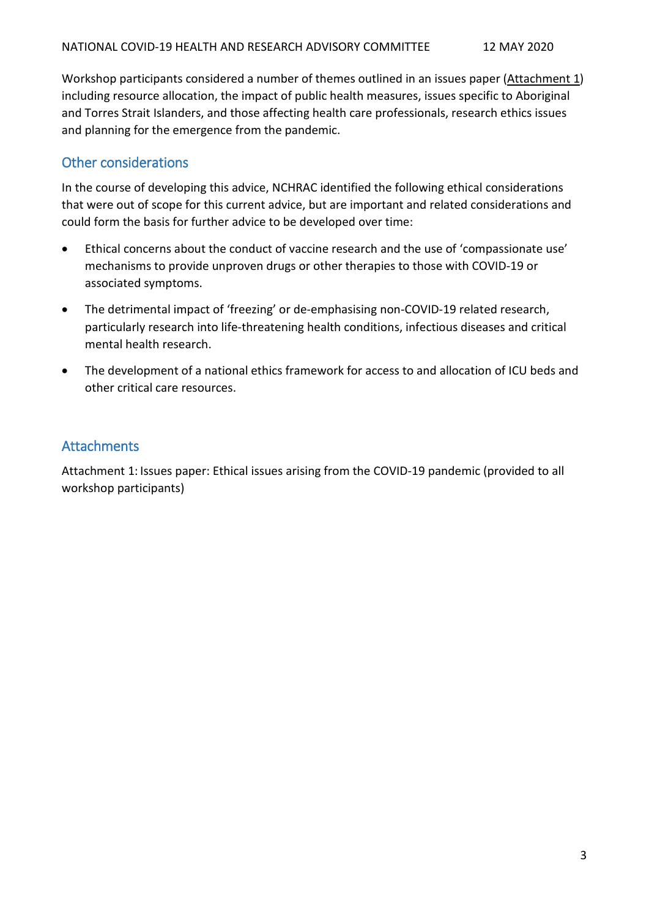Workshop participants considered a number of themes outlined in an issues paper (Attachment 1) including resource allocation, the impact of public health measures, issues specific to Aboriginal and Torres Strait Islanders, and those affecting health care professionals, research ethics issues and planning for the emergence from the pandemic.

## Other considerations

In the course of developing this advice, NCHRAC identified the following ethical considerations that were out of scope for this current advice, but are important and related considerations and could form the basis for further advice to be developed over time:

- Ethical concerns about the conduct of vaccine research and the use of 'compassionate use' mechanisms to provide unproven drugs or other therapies to those with COVID-19 or associated symptoms.
- The detrimental impact of 'freezing' or de-emphasising non-COVID-19 related research, particularly research into life-threatening health conditions, infectious diseases and critical mental health research.
- The development of a national ethics framework for access to and allocation of ICU beds and other critical care resources.

## Attachments

Attachment 1: Issues paper: Ethical issues arising from the COVID-19 pandemic (provided to all workshop participants)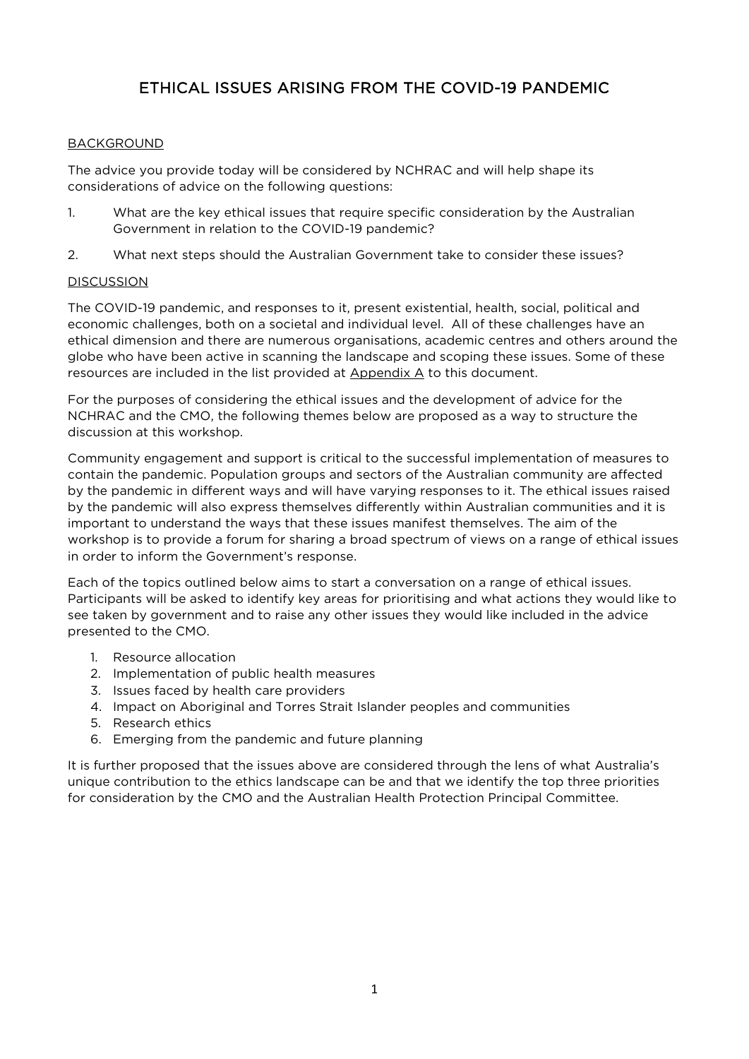# ETHICAL ISSUES ARISING FROM THE COVID-19 PANDEMIC

## BACKGROUND

The advice you provide today will be considered by NCHRAC and will help shape its considerations of advice on the following questions:

1. What are the key ethical issues that require specific consideration by the Australian Government in relation to the COVID-19 pandemic?
2. What next steps should the Australian Government take to consider these issues?

## DISCUSSION

The COVID-19 pandemic, and responses to it, present existential, health, social, political and economic challenges, both on a societal and individual level. All of these challenges have an ethical dimension and there are numerous organisations, academic centres and others around the globe who have been active in scanning the landscape and scoping these issues. Some of these resources are included in the list provided at Appendix A to this document.

For the purposes of considering the ethical issues and the development of advice for the NCHRAC and the CMO, the following themes below are proposed as a way to structure the discussion at this workshop.

Community engagement and support is critical to the successful implementation of measures to contain the pandemic. Population groups and sectors of the Australian community are affected by the pandemic in different ways and will have varying responses to it. The ethical issues raised by the pandemic will also express themselves differently within Australian communities and it is important to understand the ways that these issues manifest themselves. The aim of the workshop is to provide a forum for sharing a broad spectrum of views on a range of ethical issues in order to inform the Government's response.

Each of the topics outlined below aims to start a conversation on a range of ethical issues. Participants will be asked to identify key areas for prioritising and what actions they would like to see taken by government and to raise any other issues they would like included in the advice presented to the CMO.

1. Resource allocation
2. Implementation of public health measures
3. Issues faced by health care providers
4. Impact on Aboriginal and Torres Strait Islander peoples and communities
5. Research ethics
6. Emerging from the pandemic and future planning

It is further proposed that the issues above are considered through the lens of what Australia's unique contribution to the ethics landscape can be and that we identify the top three priorities for consideration by the CMO and the Australian Health Protection Principal Committee.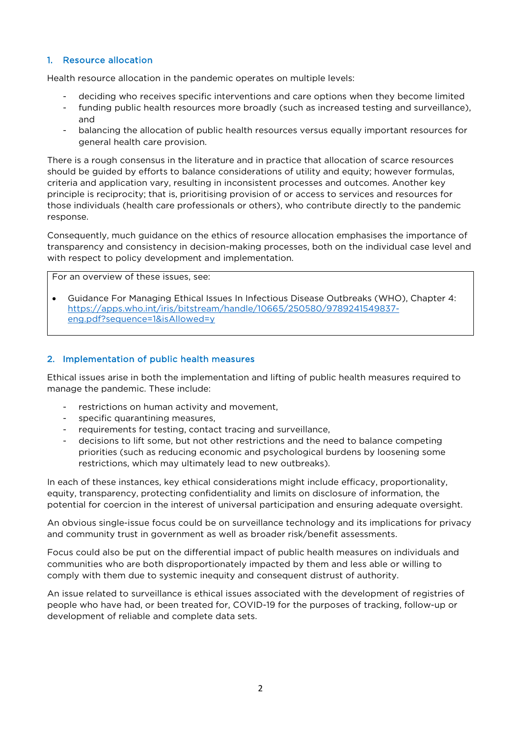## 1. Resource allocation

Health resource allocation in the pandemic operates on multiple levels:

- deciding who receives specific interventions and care options when they become limited
- funding public health resources more broadly (such as increased testing and surveillance), and
- balancing the allocation of public health resources versus equally important resources for general health care provision.

There is a rough consensus in the literature and in practice that allocation of scarce resources should be guided by efforts to balance considerations of utility and equity; however formulas, criteria and application vary, resulting in inconsistent processes and outcomes. Another key principle is reciprocity; that is, prioritising provision of or access to services and resources for those individuals (health care professionals or others), who contribute directly to the pandemic response.

Consequently, much guidance on the ethics of resource allocation emphasises the importance of transparency and consistency in decision-making processes, both on the individual case level and with respect to policy development and implementation.

> For an overview of these issues, see:
>
> - Guidance For Managing Ethical Issues In Infectious Disease Outbreaks (WHO), Chapter 4: https://apps.who.int/iris/bitstream/handle/10665/250580/9789241549837-eng.pdf?sequence=1&isAllowed=y

## 2. Implementation of public health measures

Ethical issues arise in both the implementation and lifting of public health measures required to manage the pandemic. These include:

- restrictions on human activity and movement,
- specific quarantining measures,
- requirements for testing, contact tracing and surveillance,
- decisions to lift some, but not other restrictions and the need to balance competing priorities (such as reducing economic and psychological burdens by loosening some restrictions, which may ultimately lead to new outbreaks).

In each of these instances, key ethical considerations might include efficacy, proportionality, equity, transparency, protecting confidentiality and limits on disclosure of information, the potential for coercion in the interest of universal participation and ensuring adequate oversight.

An obvious single-issue focus could be on surveillance technology and its implications for privacy and community trust in government as well as broader risk/benefit assessments.

Focus could also be put on the differential impact of public health measures on individuals and communities who are both disproportionately impacted by them and less able or willing to comply with them due to systemic inequity and consequent distrust of authority.

An issue related to surveillance is ethical issues associated with the development of registries of people who have had, or been treated for, COVID-19 for the purposes of tracking, follow-up or development of reliable and complete data sets.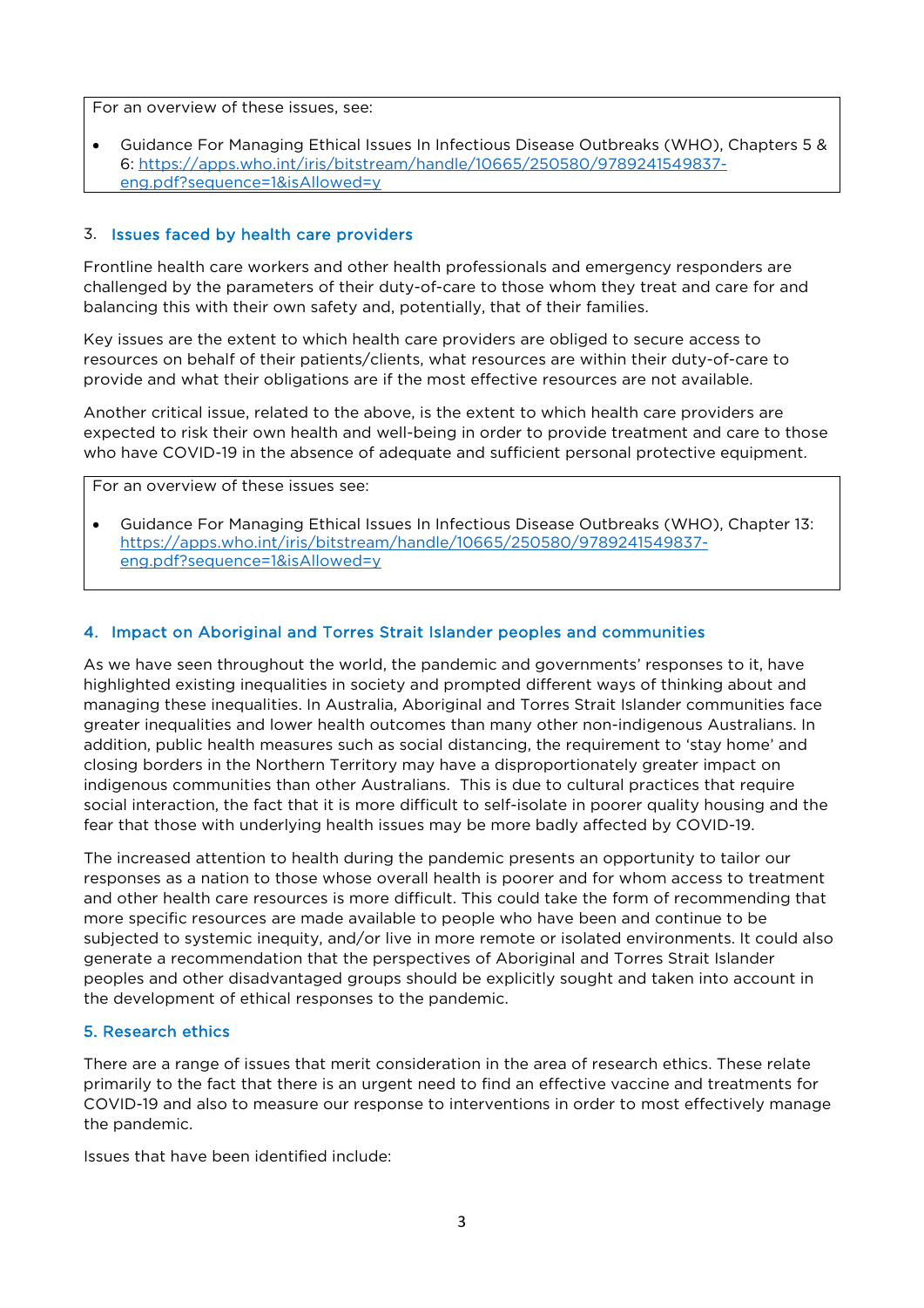For an overview of these issues, see:

- Guidance For Managing Ethical Issues In Infectious Disease Outbreaks (WHO), Chapters 5 & 6: https://apps.who.int/iris/bitstream/handle/10665/250580/9789241549837-eng.pdf?sequence=1&isAllowed=y

## 3. Issues faced by health care providers

Frontline health care workers and other health professionals and emergency responders are challenged by the parameters of their duty-of-care to those whom they treat and care for and balancing this with their own safety and, potentially, that of their families.

Key issues are the extent to which health care providers are obliged to secure access to resources on behalf of their patients/clients, what resources are within their duty-of-care to provide and what their obligations are if the most effective resources are not available.

Another critical issue, related to the above, is the extent to which health care providers are expected to risk their own health and well-being in order to provide treatment and care to those who have COVID-19 in the absence of adequate and sufficient personal protective equipment.

For an overview of these issues see:

- Guidance For Managing Ethical Issues In Infectious Disease Outbreaks (WHO), Chapter 13: https://apps.who.int/iris/bitstream/handle/10665/250580/9789241549837-eng.pdf?sequence=1&isAllowed=y

## 4. Impact on Aboriginal and Torres Strait Islander peoples and communities

As we have seen throughout the world, the pandemic and governments' responses to it, have highlighted existing inequalities in society and prompted different ways of thinking about and managing these inequalities. In Australia, Aboriginal and Torres Strait Islander communities face greater inequalities and lower health outcomes than many other non-indigenous Australians. In addition, public health measures such as social distancing, the requirement to 'stay home' and closing borders in the Northern Territory may have a disproportionately greater impact on indigenous communities than other Australians. This is due to cultural practices that require social interaction, the fact that it is more difficult to self-isolate in poorer quality housing and the fear that those with underlying health issues may be more badly affected by COVID-19.

The increased attention to health during the pandemic presents an opportunity to tailor our responses as a nation to those whose overall health is poorer and for whom access to treatment and other health care resources is more difficult. This could take the form of recommending that more specific resources are made available to people who have been and continue to be subjected to systemic inequity, and/or live in more remote or isolated environments. It could also generate a recommendation that the perspectives of Aboriginal and Torres Strait Islander peoples and other disadvantaged groups should be explicitly sought and taken into account in the development of ethical responses to the pandemic.

## 5. Research ethics

There are a range of issues that merit consideration in the area of research ethics. These relate primarily to the fact that there is an urgent need to find an effective vaccine and treatments for COVID-19 and also to measure our response to interventions in order to most effectively manage the pandemic.

Issues that have been identified include: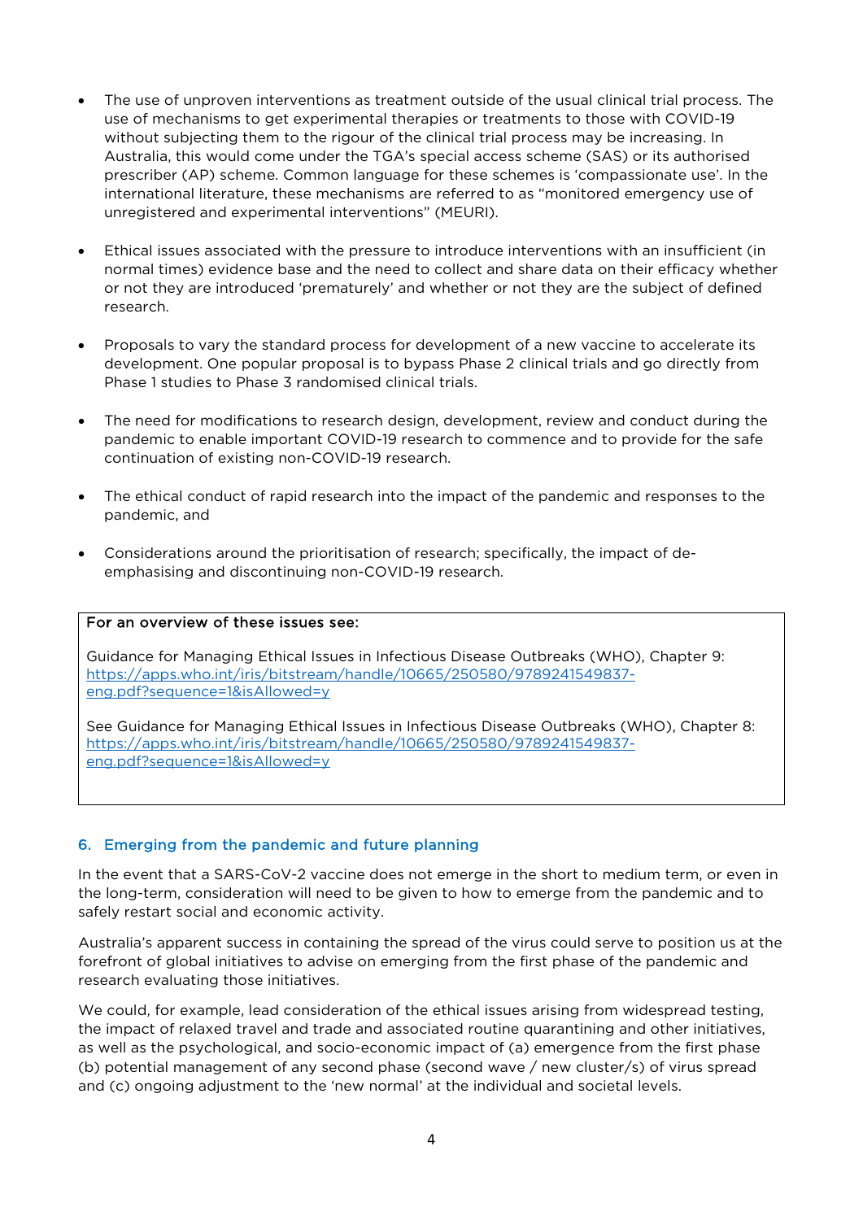- The use of unproven interventions as treatment outside of the usual clinical trial process. The use of mechanisms to get experimental therapies or treatments to those with COVID-19 without subjecting them to the rigour of the clinical trial process may be increasing. In Australia, this would come under the TGA's special access scheme (SAS) or its authorised prescriber (AP) scheme. Common language for these schemes is 'compassionate use'. In the international literature, these mechanisms are referred to as "monitored emergency use of unregistered and experimental interventions" (MEURI).

- Ethical issues associated with the pressure to introduce interventions with an insufficient (in normal times) evidence base and the need to collect and share data on their efficacy whether or not they are introduced 'prematurely' and whether or not they are the subject of defined research.

- Proposals to vary the standard process for development of a new vaccine to accelerate its development. One popular proposal is to bypass Phase 2 clinical trials and go directly from Phase 1 studies to Phase 3 randomised clinical trials.

- The need for modifications to research design, development, review and conduct during the pandemic to enable important COVID-19 research to commence and to provide for the safe continuation of existing non-COVID-19 research.

- The ethical conduct of rapid research into the impact of the pandemic and responses to the pandemic, and

- Considerations around the prioritisation of research; specifically, the impact of de-emphasising and discontinuing non-COVID-19 research.

> **For an overview of these issues see:**
>
> Guidance for Managing Ethical Issues in Infectious Disease Outbreaks (WHO), Chapter 9: [https://apps.who.int/iris/bitstream/handle/10665/250580/9789241549837-eng.pdf?sequence=1&isAllowed=y](https://apps.who.int/iris/bitstream/handle/10665/250580/9789241549837-eng.pdf?sequence=1&isAllowed=y)
>
> See Guidance for Managing Ethical Issues in Infectious Disease Outbreaks (WHO), Chapter 8: [https://apps.who.int/iris/bitstream/handle/10665/250580/9789241549837-eng.pdf?sequence=1&isAllowed=y](https://apps.who.int/iris/bitstream/handle/10665/250580/9789241549837-eng.pdf?sequence=1&isAllowed=y)

## 6. Emerging from the pandemic and future planning

In the event that a SARS-CoV-2 vaccine does not emerge in the short to medium term, or even in the long-term, consideration will need to be given to how to emerge from the pandemic and to safely restart social and economic activity.

Australia's apparent success in containing the spread of the virus could serve to position us at the forefront of global initiatives to advise on emerging from the first phase of the pandemic and research evaluating those initiatives.

We could, for example, lead consideration of the ethical issues arising from widespread testing, the impact of relaxed travel and trade and associated routine quarantining and other initiatives, as well as the psychological, and socio-economic impact of (a) emergence from the first phase (b) potential management of any second phase (second wave / new cluster/s) of virus spread and (c) ongoing adjustment to the 'new normal' at the individual and societal levels.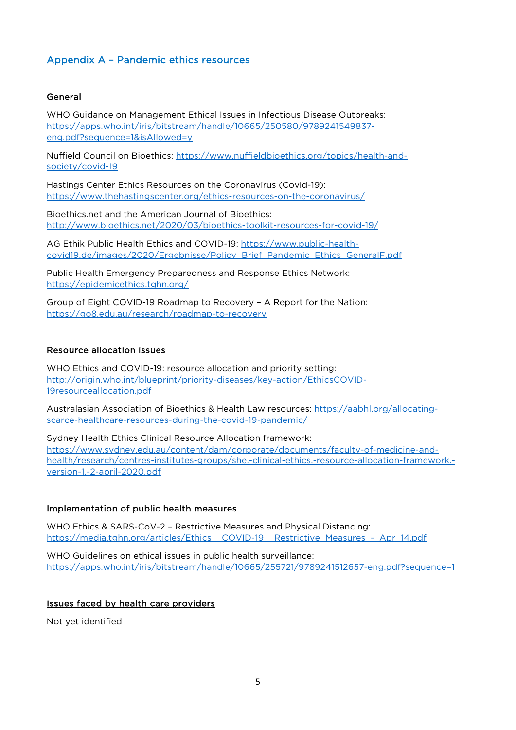## Appendix A – Pandemic ethics resources

### General

WHO Guidance on Management Ethical Issues in Infectious Disease Outbreaks: https://apps.who.int/iris/bitstream/handle/10665/250580/9789241549837-eng.pdf?sequence=1&isAllowed=y

Nuffield Council on Bioethics: https://www.nuffieldbioethics.org/topics/health-and-society/covid-19

Hastings Center Ethics Resources on the Coronavirus (Covid-19): https://www.thehastingscenter.org/ethics-resources-on-the-coronavirus/

Bioethics.net and the American Journal of Bioethics: http://www.bioethics.net/2020/03/bioethics-toolkit-resources-for-covid-19/

AG Ethik Public Health Ethics and COVID-19: https://www.public-health-covid19.de/images/2020/Ergebnisse/Policy_Brief_Pandemic_Ethics_GeneralF.pdf

Public Health Emergency Preparedness and Response Ethics Network: https://epidemicethics.tghn.org/

Group of Eight COVID-19 Roadmap to Recovery – A Report for the Nation: https://go8.edu.au/research/roadmap-to-recovery

### Resource allocation issues

WHO Ethics and COVID-19: resource allocation and priority setting: http://origin.who.int/blueprint/priority-diseases/key-action/EthicsCOVID-19resourceallocation.pdf

Australasian Association of Bioethics & Health Law resources: https://aabhl.org/allocating-scarce-healthcare-resources-during-the-covid-19-pandemic/

Sydney Health Ethics Clinical Resource Allocation framework: https://www.sydney.edu.au/content/dam/corporate/documents/faculty-of-medicine-and-health/research/centres-institutes-groups/she.-clinical-ethics.-resource-allocation-framework.-version-1.-2-april-2020.pdf

### Implementation of public health measures

WHO Ethics & SARS-CoV-2 – Restrictive Measures and Physical Distancing: https://media.tghn.org/articles/Ethics__COVID-19__Restrictive_Measures_-_Apr_14.pdf

WHO Guidelines on ethical issues in public health surveillance: https://apps.who.int/iris/bitstream/handle/10665/255721/9789241512657-eng.pdf?sequence=1

### Issues faced by health care providers

Not yet identified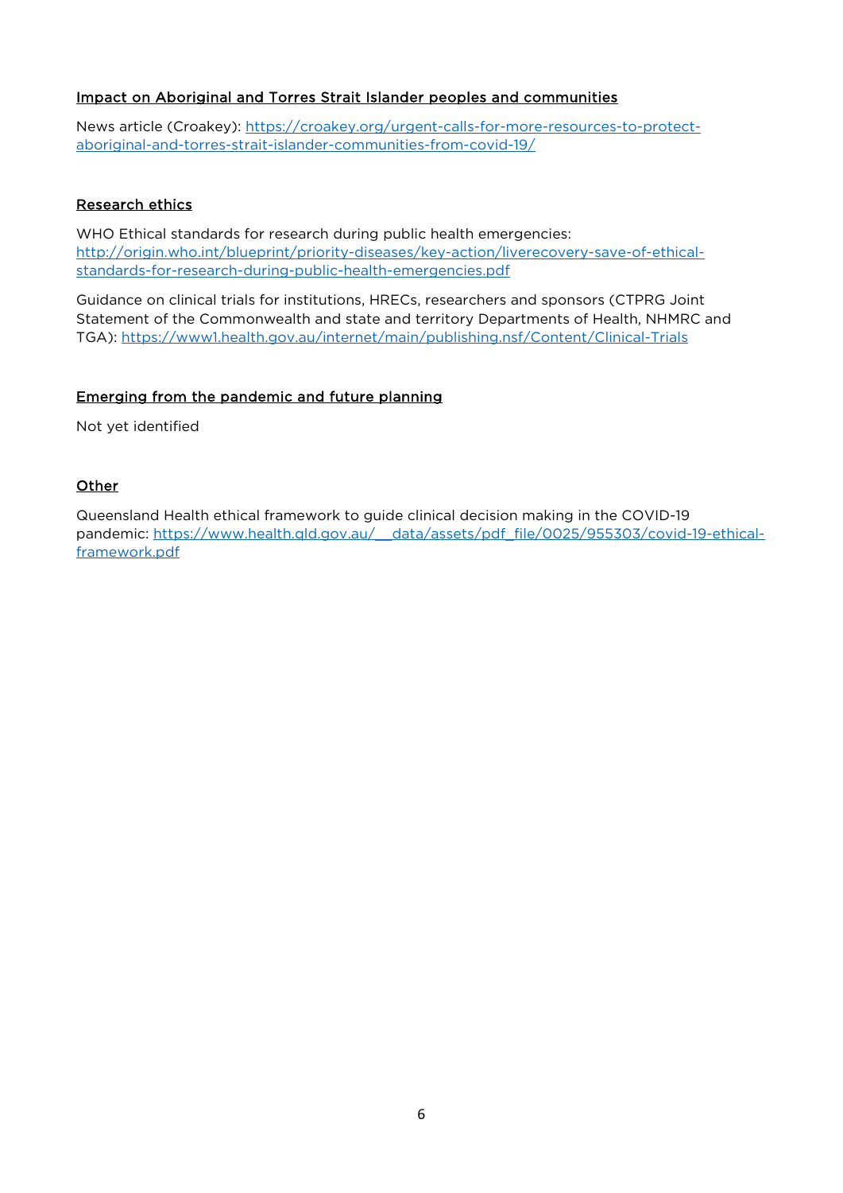Impact on Aboriginal and Torres Strait Islander peoples and communities

News article (Croakey): https://croakey.org/urgent-calls-for-more-resources-to-protect-aboriginal-and-torres-strait-islander-communities-from-covid-19/

Research ethics

WHO Ethical standards for research during public health emergencies: http://origin.who.int/blueprint/priority-diseases/key-action/liverecovery-save-of-ethical-standards-for-research-during-public-health-emergencies.pdf

Guidance on clinical trials for institutions, HRECs, researchers and sponsors (CTPRG Joint Statement of the Commonwealth and state and territory Departments of Health, NHMRC and TGA): https://www1.health.gov.au/internet/main/publishing.nsf/Content/Clinical-Trials

Emerging from the pandemic and future planning

Not yet identified

Other

Queensland Health ethical framework to guide clinical decision making in the COVID-19 pandemic: https://www.health.qld.gov.au/__data/assets/pdf_file/0025/955303/covid-19-ethical-framework.pdf